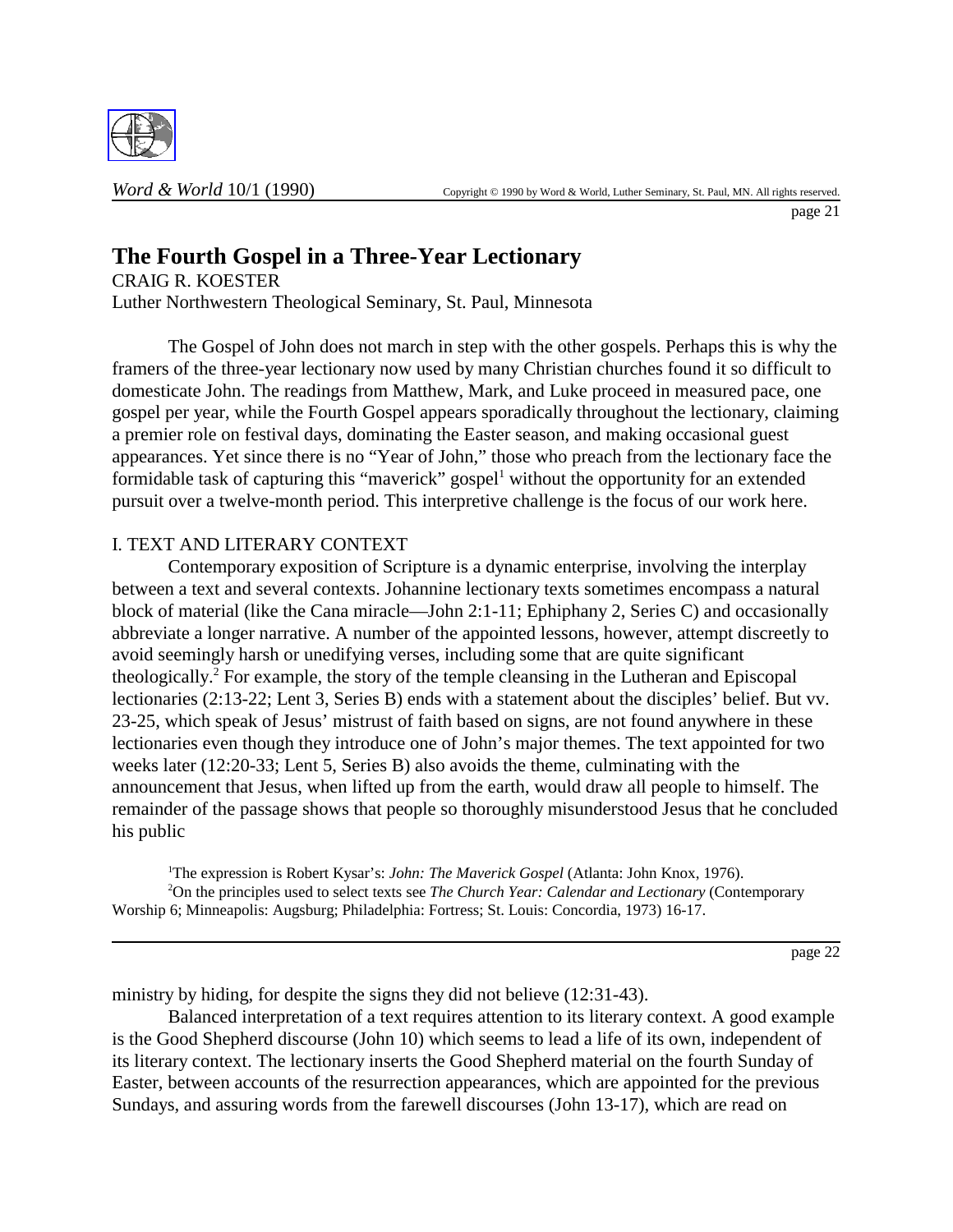# The Fourth Gospel in a Three-Year Lectionary

CRAIG R. KOESTER

Luther Northwestern Theological Seminary, St. Paul, Minnesota

The Gospel of John does not march in step with the other gospels. Perhaps this is why the framers of the three-year lectionary now used by many Christian churches found it so difficult to domesticate John. The readings from Matthew, Mark, and Luke proceed in measured pace, one gospel per year, while the Fourth Gospel appears sporadically throughout the lectionary, claiming a premier role on festival days, dominating the Easter season, and making occasional guest appearances. Yet since there is no "Year of John," those who preach from the lectionary face the formidable task of capturing this "maverick" gospel[1] without the opportunity for an extended pursuit over a twelve-month period. This interpretive challenge is the focus of our work here.

## I. TEXT AND LITERARY CONTEXT

Contemporary exposition of Scripture is a dynamic enterprise, involving the interplay between a text and several contexts. Johannine lectionary texts sometimes encompass a natural block of material (like the Cana miracle—John 2:1-11; Ephiphany 2, Series C) and occasionally abbreviate a longer narrative. A number of the appointed lessons, however, attempt discreetly to avoid seemingly harsh or unedifying verses, including some that are quite significant theologically.[2] For example, the story of the temple cleansing in the Lutheran and Episcopal lectionaries (2:13-22; Lent 3, Series B) ends with a statement about the disciples' belief. But vv. 23-25, which speak of Jesus' mistrust of faith based on signs, are not found anywhere in these lectionaries even though they introduce one of John's major themes. The text appointed for two weeks later (12:20-33; Lent 5, Series B) also avoids the theme, culminating with the announcement that Jesus, when lifted up from the earth, would draw all people to himself. The remainder of the passage shows that people so thoroughly misunderstood Jesus that he concluded his public ministry by hiding, for despite the signs they did not believe (12:31-43).

[1] The expression is Robert Kysar's: *John: The Maverick Gospel* (Atlanta: John Knox, 1976).

[2] On the principles used to select texts see *The Church Year: Calendar and Lectionary* (Contemporary Worship 6; Minneapolis: Augsburg; Philadelphia: Fortress; St. Louis: Concordia, 1973) 16-17.

Balanced interpretation of a text requires attention to its literary context. A good example is the Good Shepherd discourse (John 10) which seems to lead a life of its own, independent of its literary context. The lectionary inserts the Good Shepherd material on the fourth Sunday of Easter, between accounts of the resurrection appearances, which are appointed for the previous Sundays, and assuring words from the farewell discourses (John 13-17), which are read on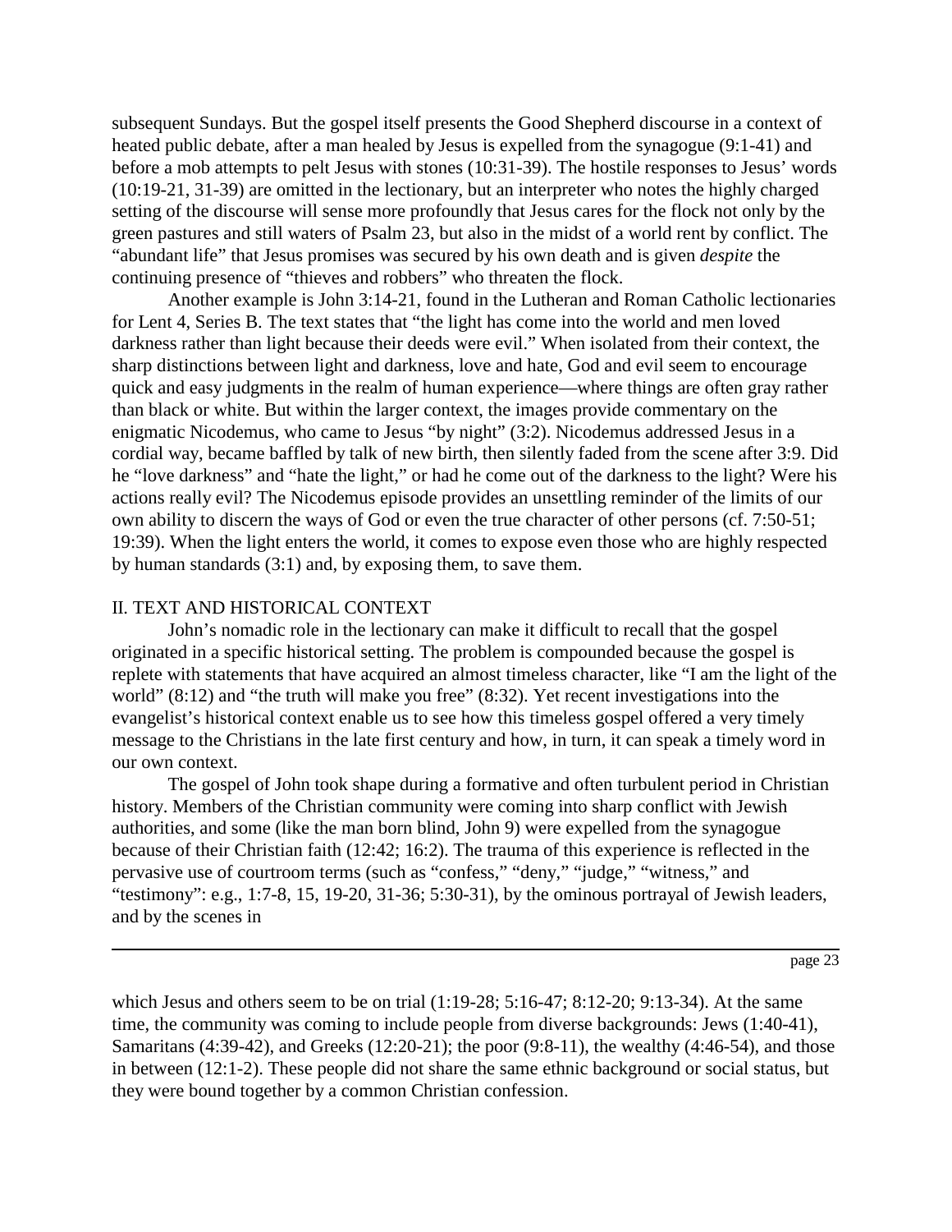subsequent Sundays. But the gospel itself presents the Good Shepherd discourse in a context of heated public debate, after a man healed by Jesus is expelled from the synagogue (9:1-41) and before a mob attempts to pelt Jesus with stones (10:31-39). The hostile responses to Jesus' words (10:19-21, 31-39) are omitted in the lectionary, but an interpreter who notes the highly charged setting of the discourse will sense more profoundly that Jesus cares for the flock not only by the green pastures and still waters of Psalm 23, but also in the midst of a world rent by conflict. The "abundant life" that Jesus promises was secured by his own death and is given *despite* the continuing presence of "thieves and robbers" who threaten the flock.

Another example is John 3:14-21, found in the Lutheran and Roman Catholic lectionaries for Lent 4, Series B. The text states that "the light has come into the world and men loved darkness rather than light because their deeds were evil." When isolated from their context, the sharp distinctions between light and darkness, love and hate, God and evil seem to encourage quick and easy judgments in the realm of human experience—where things are often gray rather than black or white. But within the larger context, the images provide commentary on the enigmatic Nicodemus, who came to Jesus "by night" (3:2). Nicodemus addressed Jesus in a cordial way, became baffled by talk of new birth, then silently faded from the scene after 3:9. Did he "love darkness" and "hate the light," or had he come out of the darkness to the light? Were his actions really evil? The Nicodemus episode provides an unsettling reminder of the limits of our own ability to discern the ways of God or even the true character of other persons (cf. 7:50-51; 19:39). When the light enters the world, it comes to expose even those who are highly respected by human standards (3:1) and, by exposing them, to save them.

## II. TEXT AND HISTORICAL CONTEXT

John's nomadic role in the lectionary can make it difficult to recall that the gospel originated in a specific historical setting. The problem is compounded because the gospel is replete with statements that have acquired an almost timeless character, like "I am the light of the world" (8:12) and "the truth will make you free" (8:32). Yet recent investigations into the evangelist's historical context enable us to see how this timeless gospel offered a very timely message to the Christians in the late first century and how, in turn, it can speak a timely word in our own context.

The gospel of John took shape during a formative and often turbulent period in Christian history. Members of the Christian community were coming into sharp conflict with Jewish authorities, and some (like the man born blind, John 9) were expelled from the synagogue because of their Christian faith (12:42; 16:2). The trauma of this experience is reflected in the pervasive use of courtroom terms (such as "confess," "deny," "judge," "witness," and "testimony": e.g., 1:7-8, 15, 19-20, 31-36; 5:30-31), by the ominous portrayal of Jewish leaders, and by the scenes in which Jesus and others seem to be on trial (1:19-28; 5:16-47; 8:12-20; 9:13-34). At the same time, the community was coming to include people from diverse backgrounds: Jews (1:40-41), Samaritans (4:39-42), and Greeks (12:20-21); the poor (9:8-11), the wealthy (4:46-54), and those in between (12:1-2). These people did not share the same ethnic background or social status, but they were bound together by a common Christian confession.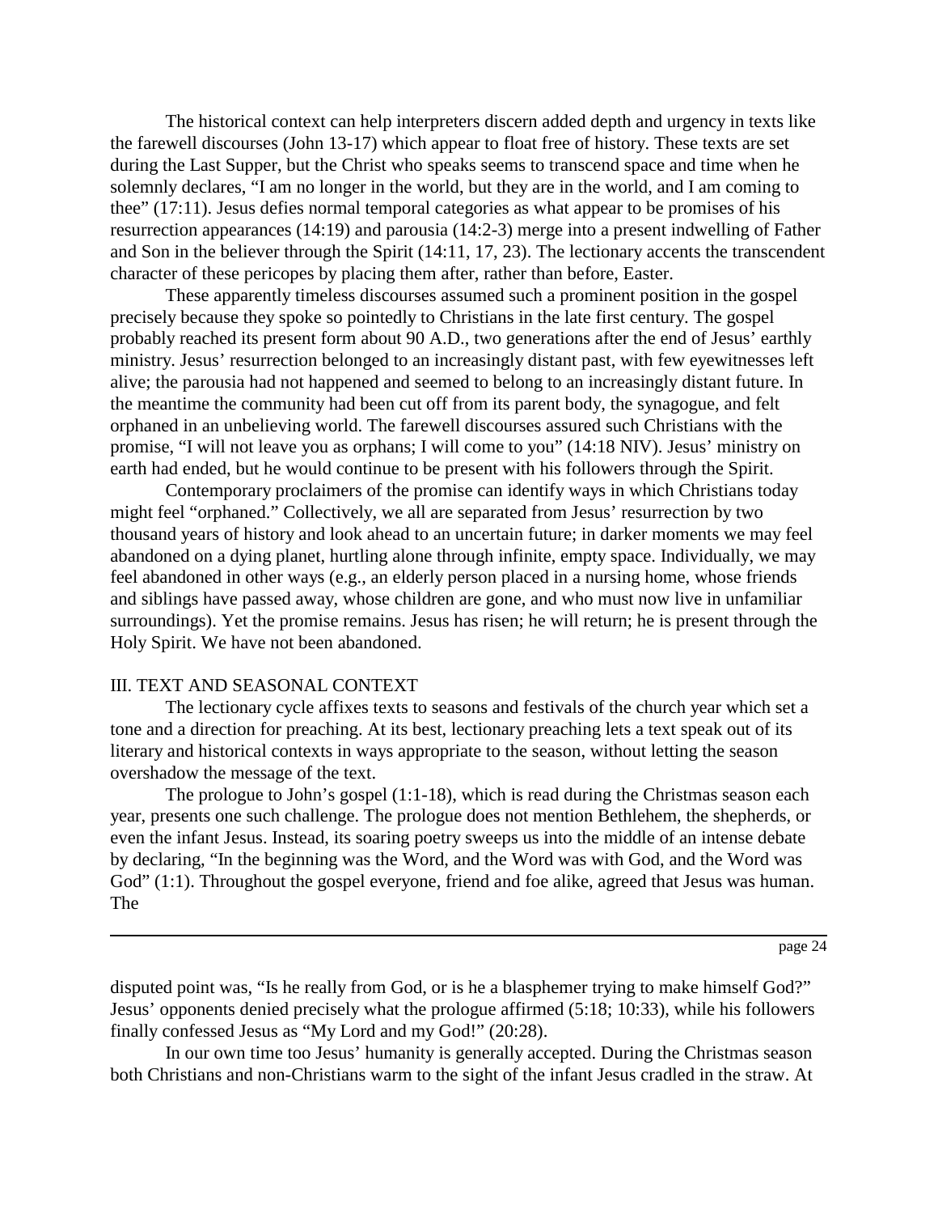The historical context can help interpreters discern added depth and urgency in texts like the farewell discourses (John 13-17) which appear to float free of history. These texts are set during the Last Supper, but the Christ who speaks seems to transcend space and time when he solemnly declares, "I am no longer in the world, but they are in the world, and I am coming to thee" (17:11). Jesus defies normal temporal categories as what appear to be promises of his resurrection appearances (14:19) and parousia (14:2-3) merge into a present indwelling of Father and Son in the believer through the Spirit (14:11, 17, 23). The lectionary accents the transcendent character of these pericopes by placing them after, rather than before, Easter.

These apparently timeless discourses assumed such a prominent position in the gospel precisely because they spoke so pointedly to Christians in the late first century. The gospel probably reached its present form about 90 A.D., two generations after the end of Jesus' earthly ministry. Jesus' resurrection belonged to an increasingly distant past, with few eyewitnesses left alive; the parousia had not happened and seemed to belong to an increasingly distant future. In the meantime the community had been cut off from its parent body, the synagogue, and felt orphaned in an unbelieving world. The farewell discourses assured such Christians with the promise, "I will not leave you as orphans; I will come to you" (14:18 NIV). Jesus' ministry on earth had ended, but he would continue to be present with his followers through the Spirit.

Contemporary proclaimers of the promise can identify ways in which Christians today might feel "orphaned." Collectively, we all are separated from Jesus' resurrection by two thousand years of history and look ahead to an uncertain future; in darker moments we may feel abandoned on a dying planet, hurtling alone through infinite, empty space. Individually, we may feel abandoned in other ways (e.g., an elderly person placed in a nursing home, whose friends and siblings have passed away, whose children are gone, and who must now live in unfamiliar surroundings). Yet the promise remains. Jesus has risen; he will return; he is present through the Holy Spirit. We have not been abandoned.

## III. TEXT AND SEASONAL CONTEXT

The lectionary cycle affixes texts to seasons and festivals of the church year which set a tone and a direction for preaching. At its best, lectionary preaching lets a text speak out of its literary and historical contexts in ways appropriate to the season, without letting the season overshadow the message of the text.

The prologue to John's gospel (1:1-18), which is read during the Christmas season each year, presents one such challenge. The prologue does not mention Bethlehem, the shepherds, or even the infant Jesus. Instead, its soaring poetry sweeps us into the middle of an intense debate by declaring, "In the beginning was the Word, and the Word was with God, and the Word was God" (1:1). Throughout the gospel everyone, friend and foe alike, agreed that Jesus was human. The disputed point was, "Is he really from God, or is he a blasphemer trying to make himself God?" Jesus' opponents denied precisely what the prologue affirmed (5:18; 10:33), while his followers finally confessed Jesus as "My Lord and my God!" (20:28).

In our own time too Jesus' humanity is generally accepted. During the Christmas season both Christians and non-Christians warm to the sight of the infant Jesus cradled in the straw. At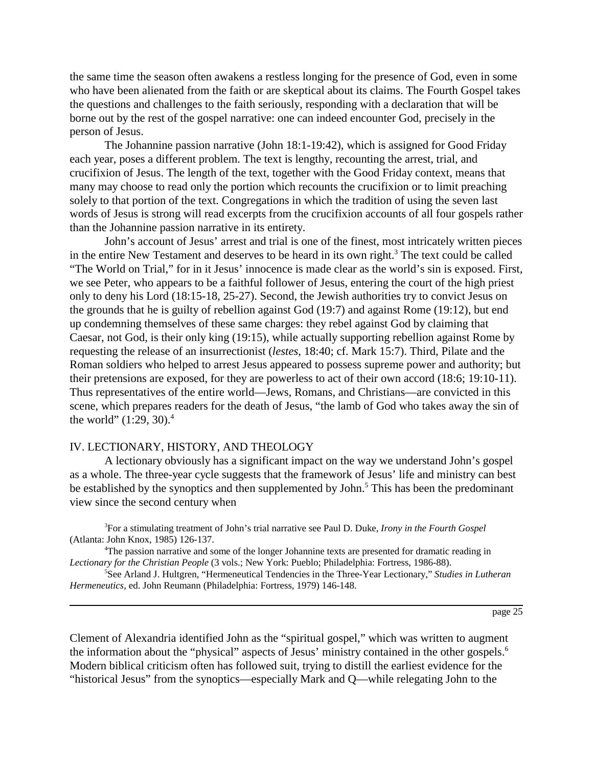the same time the season often awakens a restless longing for the presence of God, even in some who have been alienated from the faith or are skeptical about its claims. The Fourth Gospel takes the questions and challenges to the faith seriously, responding with a declaration that will be borne out by the rest of the gospel narrative: one can indeed encounter God, precisely in the person of Jesus.

The Johannine passion narrative (John 18:1-19:42), which is assigned for Good Friday each year, poses a different problem. The text is lengthy, recounting the arrest, trial, and crucifixion of Jesus. The length of the text, together with the Good Friday context, means that many may choose to read only the portion which recounts the crucifixion or to limit preaching solely to that portion of the text. Congregations in which the tradition of using the seven last words of Jesus is strong will read excerpts from the crucifixion accounts of all four gospels rather than the Johannine passion narrative in its entirety.

John's account of Jesus' arrest and trial is one of the finest, most intricately written pieces in the entire New Testament and deserves to be heard in its own right.[3] The text could be called "The World on Trial," for in it Jesus' innocence is made clear as the world's sin is exposed. First, we see Peter, who appears to be a faithful follower of Jesus, entering the court of the high priest only to deny his Lord (18:15-18, 25-27). Second, the Jewish authorities try to convict Jesus on the grounds that he is guilty of rebellion against God (19:7) and against Rome (19:12), but end up condemning themselves of these same charges: they rebel against God by claiming that Caesar, not God, is their only king (19:15), while actually supporting rebellion against Rome by requesting the release of an insurrectionist (*lestes*, 18:40; cf. Mark 15:7). Third, Pilate and the Roman soldiers who helped to arrest Jesus appeared to possess supreme power and authority; but their pretensions are exposed, for they are powerless to act of their own accord (18:6; 19:10-11). Thus representatives of the entire world—Jews, Romans, and Christians—are convicted in this scene, which prepares readers for the death of Jesus, "the lamb of God who takes away the sin of the world" (1:29, 30).[4]

## IV. LECTIONARY, HISTORY, AND THEOLOGY

A lectionary obviously has a significant impact on the way we understand John's gospel as a whole. The three-year cycle suggests that the framework of Jesus' life and ministry can best be established by the synoptics and then supplemented by John.[5] This has been the predominant view since the second century when Clement of Alexandria identified John as the "spiritual gospel," which was written to augment the information about the "physical" aspects of Jesus' ministry contained in the other gospels.[6] Modern biblical criticism often has followed suit, trying to distill the earliest evidence for the "historical Jesus" from the synoptics—especially Mark and Q—while relegating John to the

[3] For a stimulating treatment of John's trial narrative see Paul D. Duke, *Irony in the Fourth Gospel* (Atlanta: John Knox, 1985) 126-137.

[4] The passion narrative and some of the longer Johannine texts are presented for dramatic reading in *Lectionary for the Christian People* (3 vols.; New York: Pueblo; Philadelphia: Fortress, 1986-88).

[5] See Arland J. Hultgren, "Hermeneutical Tendencies in the Three-Year Lectionary," *Studies in Lutheran Hermeneutics*, ed. John Reumann (Philadelphia: Fortress, 1979) 146-148.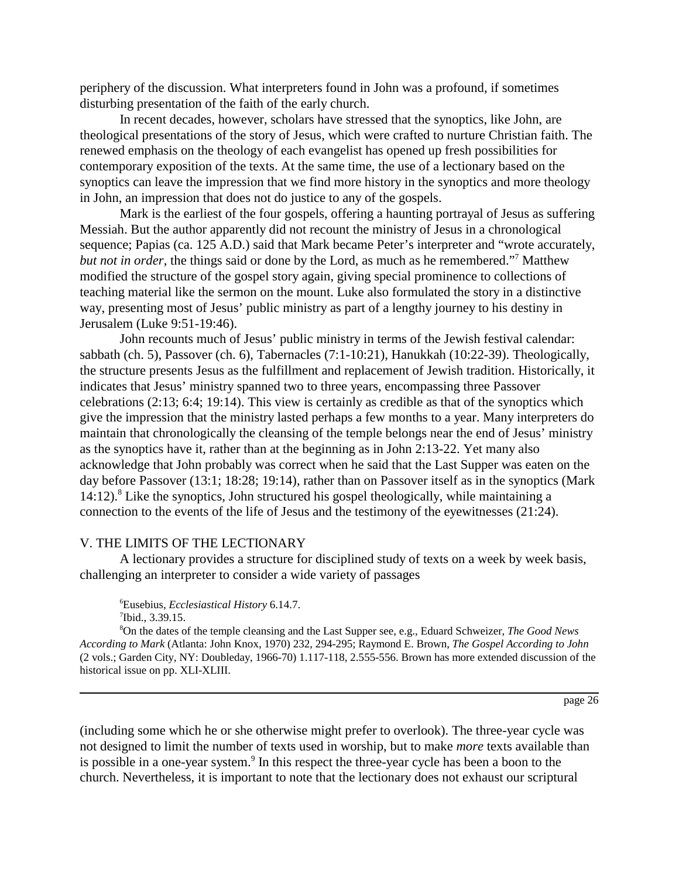periphery of the discussion. What interpreters found in John was a profound, if sometimes disturbing presentation of the faith of the early church.

In recent decades, however, scholars have stressed that the synoptics, like John, are theological presentations of the story of Jesus, which were crafted to nurture Christian faith. The renewed emphasis on the theology of each evangelist has opened up fresh possibilities for contemporary exposition of the texts. At the same time, the use of a lectionary based on the synoptics can leave the impression that we find more history in the synoptics and more theology in John, an impression that does not do justice to any of the gospels.

Mark is the earliest of the four gospels, offering a haunting portrayal of Jesus as suffering Messiah. But the author apparently did not recount the ministry of Jesus in a chronological sequence; Papias (ca. 125 A.D.) said that Mark became Peter's interpreter and "wrote accurately, *but not in order*, the things said or done by the Lord, as much as he remembered."[7] Matthew modified the structure of the gospel story again, giving special prominence to collections of teaching material like the sermon on the mount. Luke also formulated the story in a distinctive way, presenting most of Jesus' public ministry as part of a lengthy journey to his destiny in Jerusalem (Luke 9:51-19:46).

John recounts much of Jesus' public ministry in terms of the Jewish festival calendar: sabbath (ch. 5), Passover (ch. 6), Tabernacles (7:1-10:21), Hanukkah (10:22-39). Theologically, the structure presents Jesus as the fulfillment and replacement of Jewish tradition. Historically, it indicates that Jesus' ministry spanned two to three years, encompassing three Passover celebrations (2:13; 6:4; 19:14). This view is certainly as credible as that of the synoptics which give the impression that the ministry lasted perhaps a few months to a year. Many interpreters do maintain that chronologically the cleansing of the temple belongs near the end of Jesus' ministry as the synoptics have it, rather than at the beginning as in John 2:13-22. Yet many also acknowledge that John probably was correct when he said that the Last Supper was eaten on the day before Passover (13:1; 18:28; 19:14), rather than on Passover itself as in the synoptics (Mark 14:12).[8] Like the synoptics, John structured his gospel theologically, while maintaining a connection to the events of the life of Jesus and the testimony of the eyewitnesses (21:24).

## V. THE LIMITS OF THE LECTIONARY

A lectionary provides a structure for disciplined study of texts on a week by week basis, challenging an interpreter to consider a wide variety of passages (including some which he or she otherwise might prefer to overlook). The three-year cycle was not designed to limit the number of texts used in worship, but to make *more* texts available than is possible in a one-year system.[9] In this respect the three-year cycle has been a boon to the church. Nevertheless, it is important to note that the lectionary does not exhaust our scriptural

[6]Eusebius, *Ecclesiastical History* 6.14.7.

[7]Ibid., 3.39.15.

[8]On the dates of the temple cleansing and the Last Supper see, e.g., Eduard Schweizer, *The Good News According to Mark* (Atlanta: John Knox, 1970) 232, 294-295; Raymond E. Brown, *The Gospel According to John* (2 vols.; Garden City, NY: Doubleday, 1966-70) 1.117-118, 2.555-556. Brown has more extended discussion of the historical issue on pp. XLI-XLIII.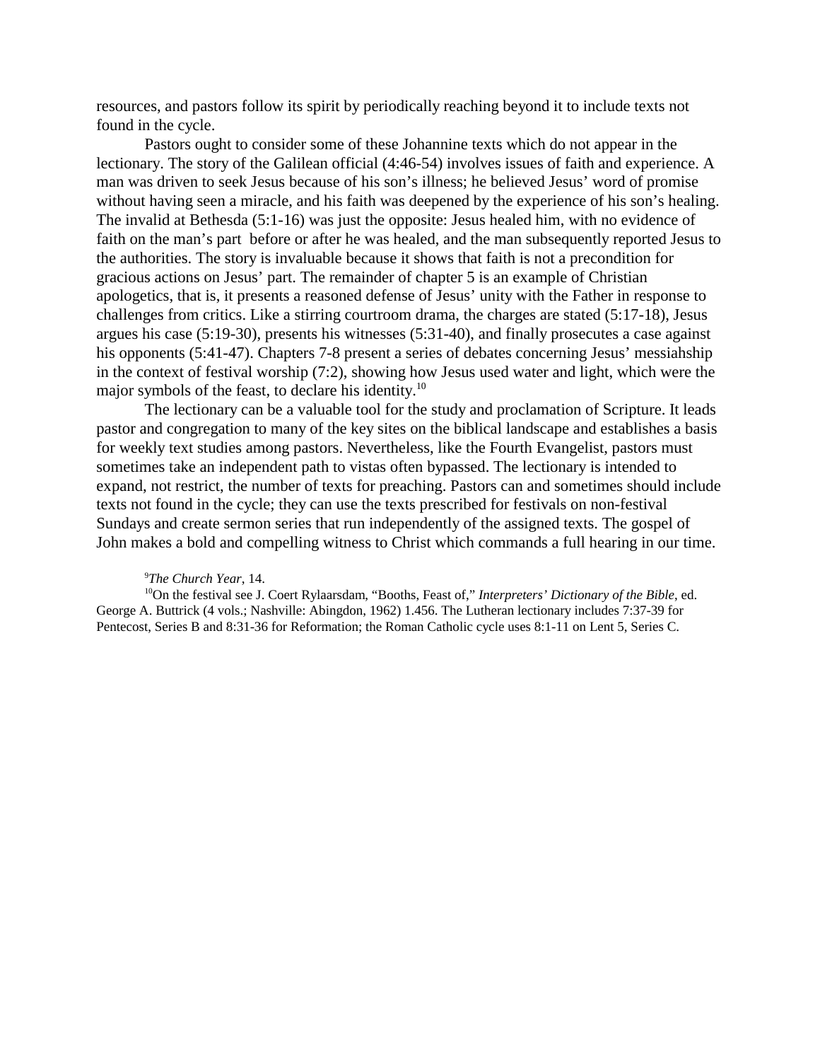resources, and pastors follow its spirit by periodically reaching beyond it to include texts not found in the cycle.

Pastors ought to consider some of these Johannine texts which do not appear in the lectionary. The story of the Galilean official (4:46-54) involves issues of faith and experience. A man was driven to seek Jesus because of his son's illness; he believed Jesus' word of promise without having seen a miracle, and his faith was deepened by the experience of his son's healing. The invalid at Bethesda (5:1-16) was just the opposite: Jesus healed him, with no evidence of faith on the man's part before or after he was healed, and the man subsequently reported Jesus to the authorities. The story is invaluable because it shows that faith is not a precondition for gracious actions on Jesus' part. The remainder of chapter 5 is an example of Christian apologetics, that is, it presents a reasoned defense of Jesus' unity with the Father in response to challenges from critics. Like a stirring courtroom drama, the charges are stated (5:17-18), Jesus argues his case (5:19-30), presents his witnesses (5:31-40), and finally prosecutes a case against his opponents (5:41-47). Chapters 7-8 present a series of debates concerning Jesus' messiahship in the context of festival worship (7:2), showing how Jesus used water and light, which were the major symbols of the feast, to declare his identity.[10]

The lectionary can be a valuable tool for the study and proclamation of Scripture. It leads pastor and congregation to many of the key sites on the biblical landscape and establishes a basis for weekly text studies among pastors. Nevertheless, like the Fourth Evangelist, pastors must sometimes take an independent path to vistas often bypassed. The lectionary is intended to expand, not restrict, the number of texts for preaching. Pastors can and sometimes should include texts not found in the cycle; they can use the texts prescribed for festivals on non-festival Sundays and create sermon series that run independently of the assigned texts. The gospel of John makes a bold and compelling witness to Christ which commands a full hearing in our time.

[9] *The Church Year*, 14.

[10] On the festival see J. Coert Rylaarsdam, "Booths, Feast of," *Interpreters' Dictionary of the Bible*, ed. George A. Buttrick (4 vols.; Nashville: Abingdon, 1962) 1.456. The Lutheran lectionary includes 7:37-39 for Pentecost, Series B and 8:31-36 for Reformation; the Roman Catholic cycle uses 8:1-11 on Lent 5, Series C.